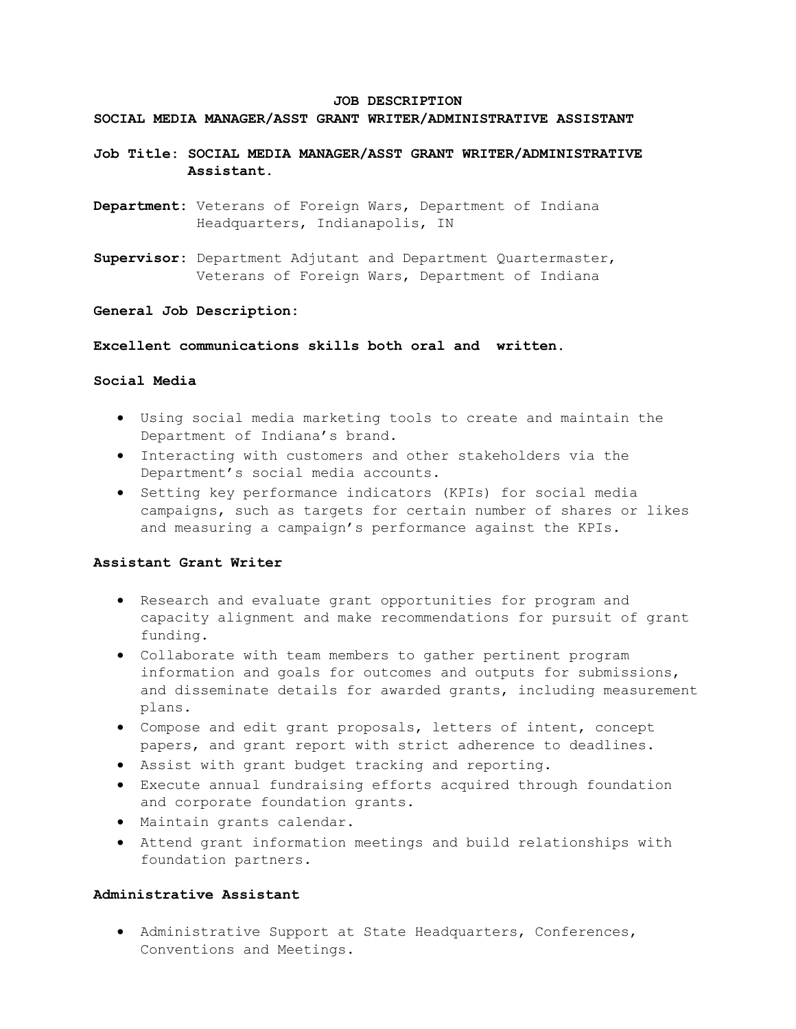# JOB DESCRIPTION

## SOCIAL MEDIA MANAGER/ASST GRANT WRITER/ADMINISTRATIVE ASSISTANT

**Job Title:** **SOCIAL MEDIA MANAGER/ASST GRANT WRITER/ADMINISTRATIVE Assistant.**

**Department:** Veterans of Foreign Wars, Department of Indiana Headquarters, Indianapolis, IN

**Supervisor:** Department Adjutant and Department Quartermaster, Veterans of Foreign Wars, Department of Indiana

**General Job Description:**

**Excellent communications skills both oral and written.**

### Social Media

- Using social media marketing tools to create and maintain the Department of Indiana's brand.
- Interacting with customers and other stakeholders via the Department's social media accounts.
- Setting key performance indicators (KPIs) for social media campaigns, such as targets for certain number of shares or likes and measuring a campaign's performance against the KPIs.

### Assistant Grant Writer

- Research and evaluate grant opportunities for program and capacity alignment and make recommendations for pursuit of grant funding.
- Collaborate with team members to gather pertinent program information and goals for outcomes and outputs for submissions, and disseminate details for awarded grants, including measurement plans.
- Compose and edit grant proposals, letters of intent, concept papers, and grant report with strict adherence to deadlines.
- Assist with grant budget tracking and reporting.
- Execute annual fundraising efforts acquired through foundation and corporate foundation grants.
- Maintain grants calendar.
- Attend grant information meetings and build relationships with foundation partners.

### Administrative Assistant

- Administrative Support at State Headquarters, Conferences, Conventions and Meetings.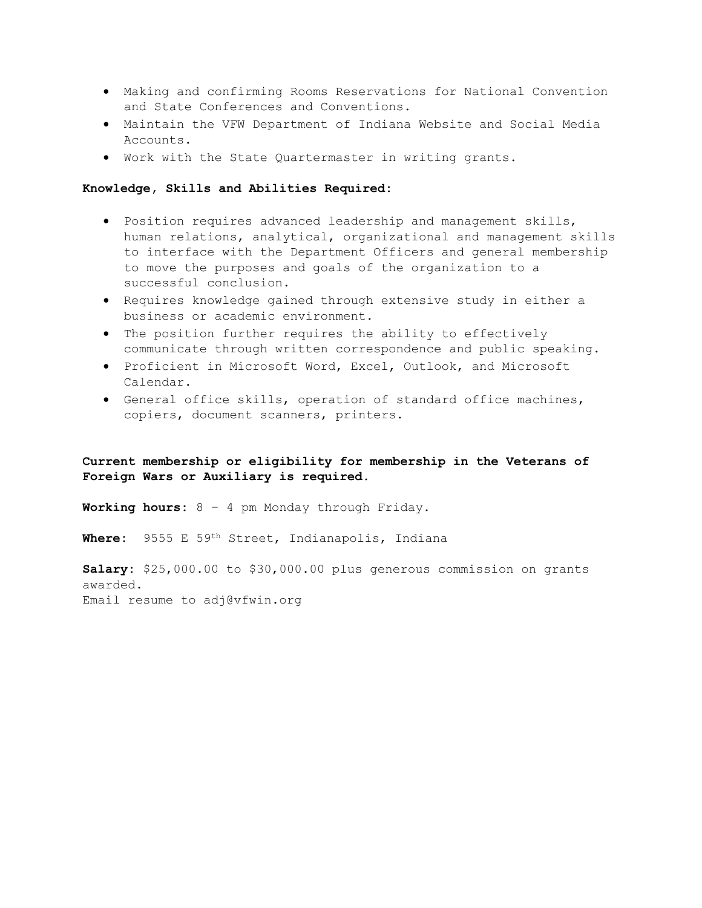- Making and confirming Rooms Reservations for National Convention and State Conferences and Conventions.
- Maintain the VFW Department of Indiana Website and Social Media Accounts.
- Work with the State Quartermaster in writing grants.

**Knowledge, Skills and Abilities Required:**

- Position requires advanced leadership and management skills, human relations, analytical, organizational and management skills to interface with the Department Officers and general membership to move the purposes and goals of the organization to a successful conclusion.
- Requires knowledge gained through extensive study in either a business or academic environment.
- The position further requires the ability to effectively communicate through written correspondence and public speaking.
- Proficient in Microsoft Word, Excel, Outlook, and Microsoft Calendar.
- General office skills, operation of standard office machines, copiers, document scanners, printers.

**Current membership or eligibility for membership in the Veterans of Foreign Wars or Auxiliary is required.**

**Working hours:** 8 – 4 pm Monday through Friday.

**Where:** 9555 E 59th Street, Indianapolis, Indiana

**Salary:** $25,000.00 to $30,000.00 plus generous commission on grants awarded.
Email resume to adj@vfwin.org